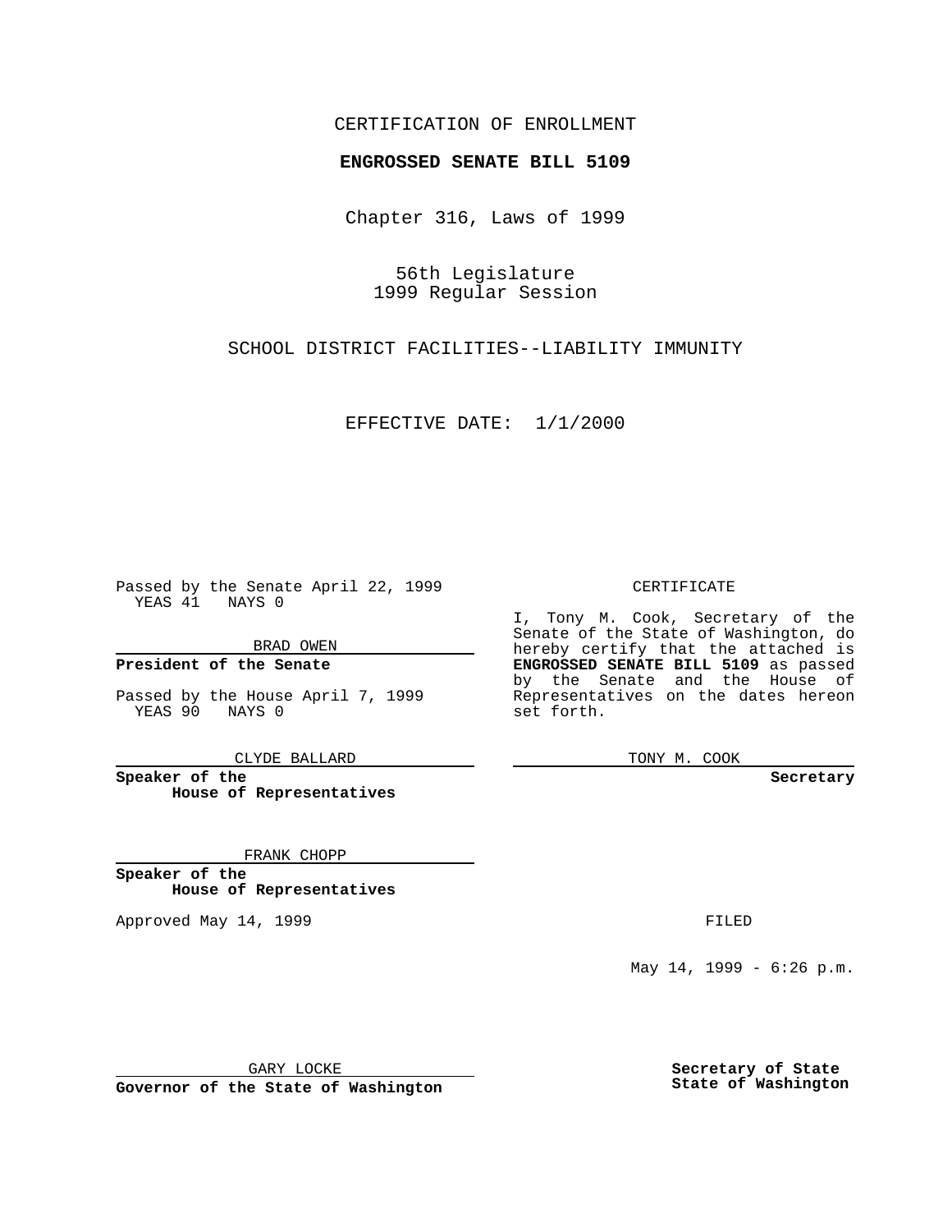CERTIFICATION OF ENROLLMENT

**ENGROSSED SENATE BILL 5109**

Chapter 316, Laws of 1999

56th Legislature
1999 Regular Session

SCHOOL DISTRICT FACILITIES--LIABILITY IMMUNITY

EFFECTIVE DATE: 1/1/2000

Passed by the Senate April 22, 1999
YEAS 41 NAYS 0

BRAD OWEN

**President of the Senate**

Passed by the House April 7, 1999
YEAS 90 NAYS 0

CLYDE BALLARD

**Speaker of the House of Representatives**

FRANK CHOPP

**Speaker of the House of Representatives**

Approved May 14, 1999

GARY LOCKE

**Governor of the State of Washington**

CERTIFICATE

I, Tony M. Cook, Secretary of the Senate of the State of Washington, do hereby certify that the attached is **ENGROSSED SENATE BILL 5109** as passed by the Senate and the House of Representatives on the dates hereon set forth.

TONY M. COOK

**Secretary**

FILED

May 14, 1999 - 6:26 p.m.

**Secretary of State**
**State of Washington**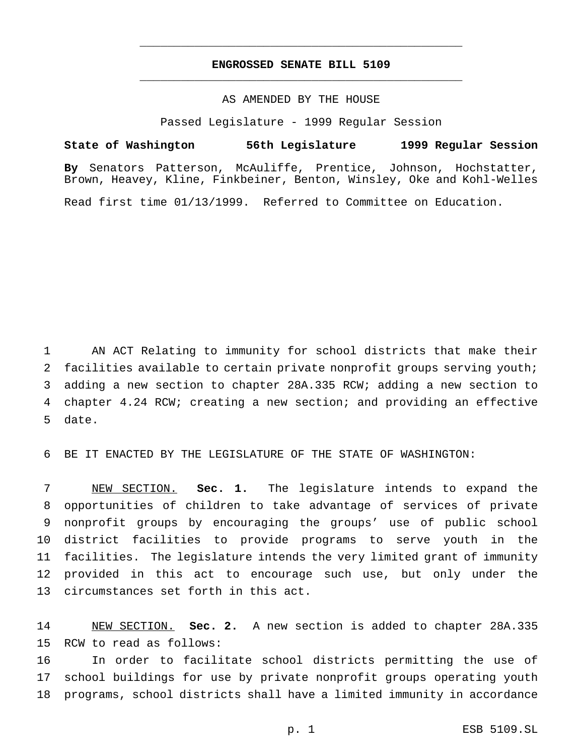# ENGROSSED SENATE BILL 5109

AS AMENDED BY THE HOUSE

Passed Legislature - 1999 Regular Session

**State of Washington 56th Legislature 1999 Regular Session**

**By** Senators Patterson, McAuliffe, Prentice, Johnson, Hochstatter, Brown, Heavey, Kline, Finkbeiner, Benton, Winsley, Oke and Kohl-Welles

Read first time 01/13/1999. Referred to Committee on Education.

1 AN ACT Relating to immunity for school districts that make their
2 facilities available to certain private nonprofit groups serving youth;
3 adding a new section to chapter 28A.335 RCW; adding a new section to
4 chapter 4.24 RCW; creating a new section; and providing an effective
5 date.

6 BE IT ENACTED BY THE LEGISLATURE OF THE STATE OF WASHINGTON:

7 NEW SECTION. **Sec. 1.** The legislature intends to expand the
8 opportunities of children to take advantage of services of private
9 nonprofit groups by encouraging the groups' use of public school
10 district facilities to provide programs to serve youth in the
11 facilities. The legislature intends the very limited grant of immunity
12 provided in this act to encourage such use, but only under the
13 circumstances set forth in this act.

14 NEW SECTION. **Sec. 2.** A new section is added to chapter 28A.335
15 RCW to read as follows:

16 In order to facilitate school districts permitting the use of
17 school buildings for use by private nonprofit groups operating youth
18 programs, school districts shall have a limited immunity in accordance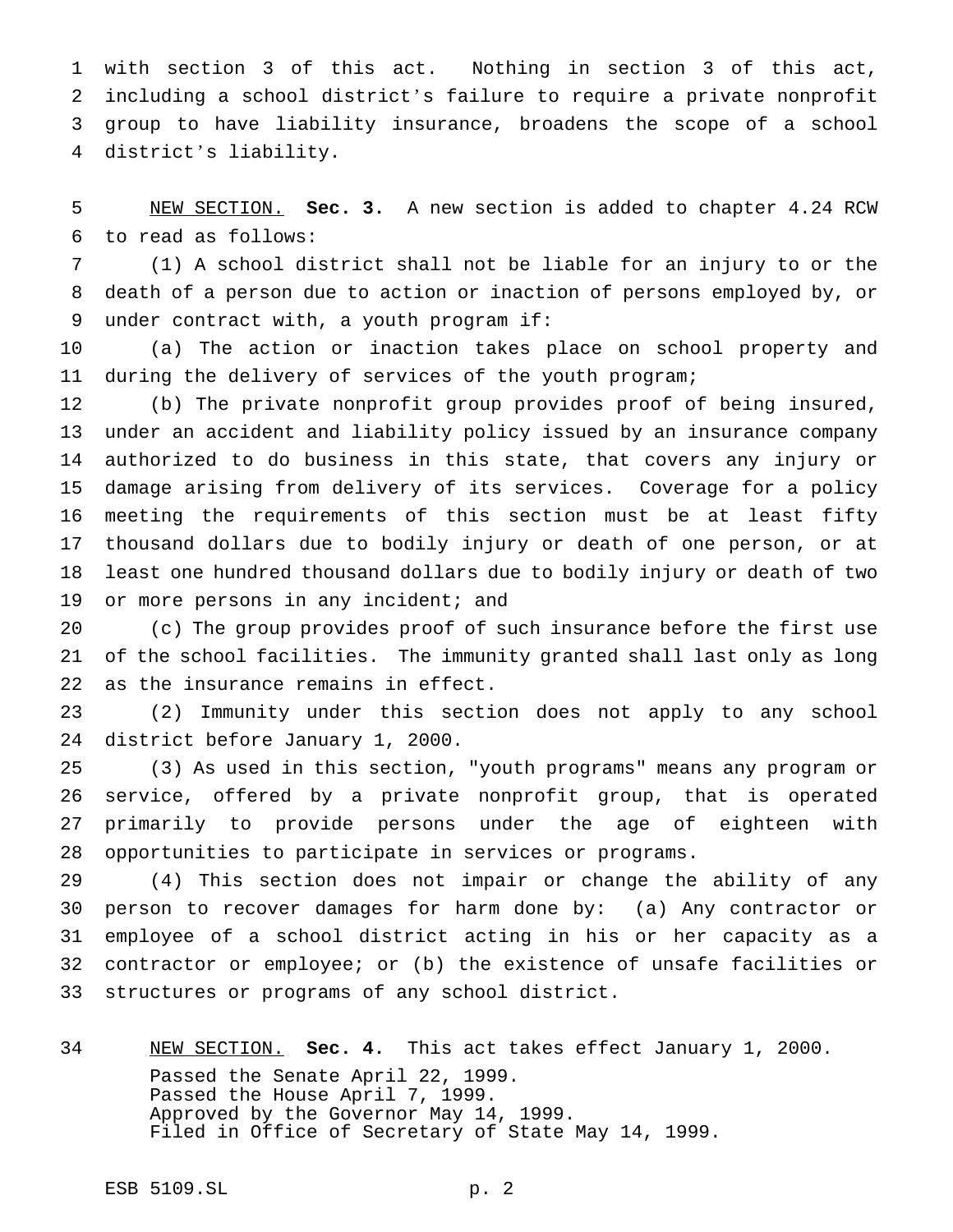with section 3 of this act. Nothing in section 3 of this act, including a school district's failure to require a private nonprofit group to have liability insurance, broadens the scope of a school district's liability.

NEW SECTION. **Sec. 3.** A new section is added to chapter 4.24 RCW to read as follows:

(1) A school district shall not be liable for an injury to or the death of a person due to action or inaction of persons employed by, or under contract with, a youth program if:

(a) The action or inaction takes place on school property and during the delivery of services of the youth program;

(b) The private nonprofit group provides proof of being insured, under an accident and liability policy issued by an insurance company authorized to do business in this state, that covers any injury or damage arising from delivery of its services. Coverage for a policy meeting the requirements of this section must be at least fifty thousand dollars due to bodily injury or death of one person, or at least one hundred thousand dollars due to bodily injury or death of two or more persons in any incident; and

(c) The group provides proof of such insurance before the first use of the school facilities. The immunity granted shall last only as long as the insurance remains in effect.

(2) Immunity under this section does not apply to any school district before January 1, 2000.

(3) As used in this section, "youth programs" means any program or service, offered by a private nonprofit group, that is operated primarily to provide persons under the age of eighteen with opportunities to participate in services or programs.

(4) This section does not impair or change the ability of any person to recover damages for harm done by: (a) Any contractor or employee of a school district acting in his or her capacity as a contractor or employee; or (b) the existence of unsafe facilities or structures or programs of any school district.

NEW SECTION. **Sec. 4.** This act takes effect January 1, 2000.

Passed the Senate April 22, 1999.
Passed the House April 7, 1999.
Approved by the Governor May 14, 1999.
Filed in Office of Secretary of State May 14, 1999.